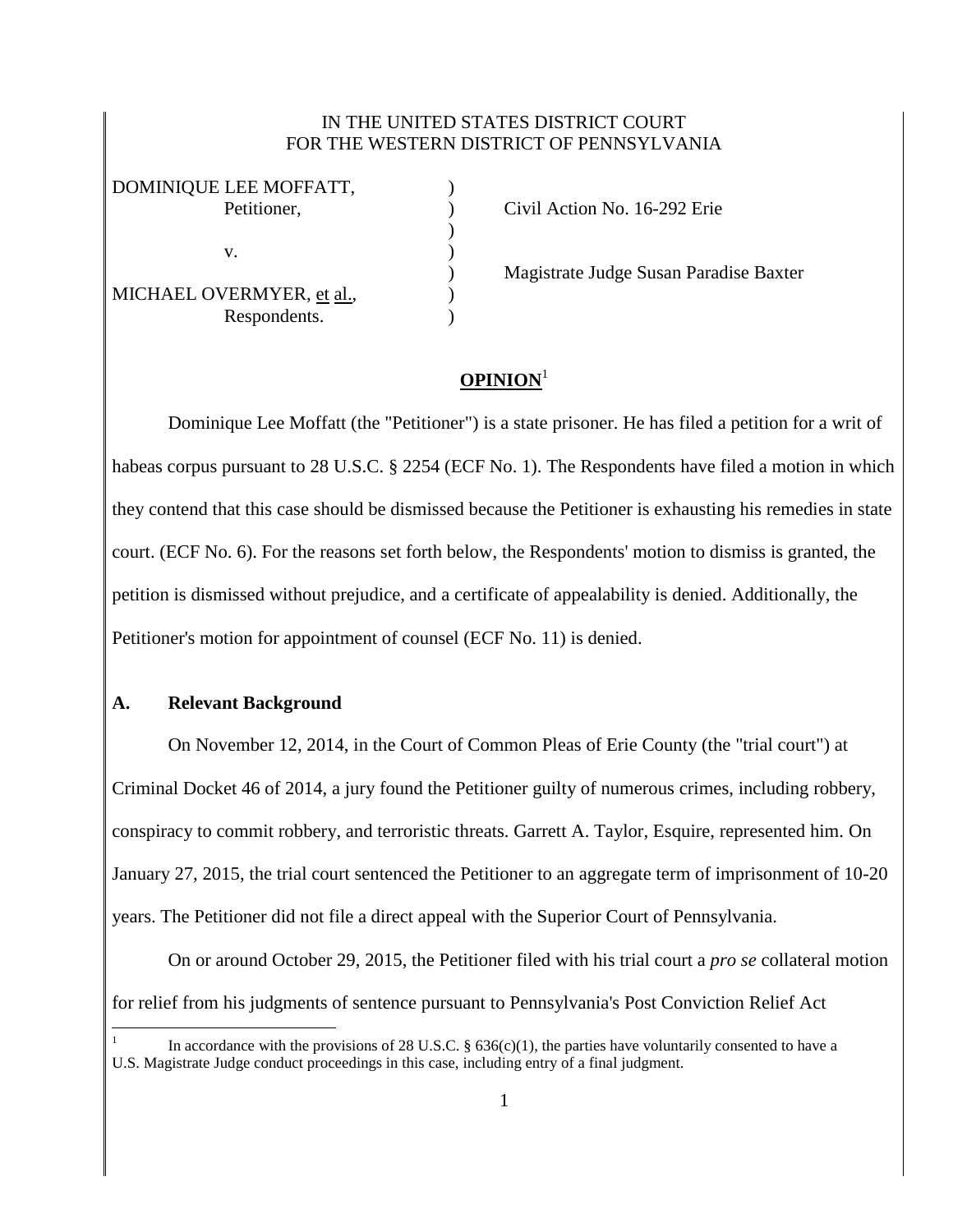IN THE UNITED STATES DISTRICT COURT
FOR THE WESTERN DISTRICT OF PENNSYLVANIA

| | | |
|---|---|---|
| DOMINIQUE LEE MOFFATT, | ) | |
| Petitioner, | ) | Civil Action No. 16-292 Erie |
| | ) | |
| v. | ) | |
| | ) | Magistrate Judge Susan Paradise Baxter |
| MICHAEL OVERMYER, et al., | ) | |
| Respondents. | ) | |

## OPINION[1]

Dominique Lee Moffatt (the "Petitioner") is a state prisoner. He has filed a petition for a writ of habeas corpus pursuant to 28 U.S.C. § 2254 (ECF No. 1). The Respondents have filed a motion in which they contend that this case should be dismissed because the Petitioner is exhausting his remedies in state court. (ECF No. 6). For the reasons set forth below, the Respondents' motion to dismiss is granted, the petition is dismissed without prejudice, and a certificate of appealability is denied. Additionally, the Petitioner's motion for appointment of counsel (ECF No. 11) is denied.

### A. Relevant Background

On November 12, 2014, in the Court of Common Pleas of Erie County (the "trial court") at Criminal Docket 46 of 2014, a jury found the Petitioner guilty of numerous crimes, including robbery, conspiracy to commit robbery, and terroristic threats. Garrett A. Taylor, Esquire, represented him. On January 27, 2015, the trial court sentenced the Petitioner to an aggregate term of imprisonment of 10-20 years. The Petitioner did not file a direct appeal with the Superior Court of Pennsylvania.

On or around October 29, 2015, the Petitioner filed with his trial court a *pro se* collateral motion for relief from his judgments of sentence pursuant to Pennsylvania's Post Conviction Relief Act

---

[1] In accordance with the provisions of 28 U.S.C. § 636(c)(1), the parties have voluntarily consented to have a U.S. Magistrate Judge conduct proceedings in this case, including entry of a final judgment.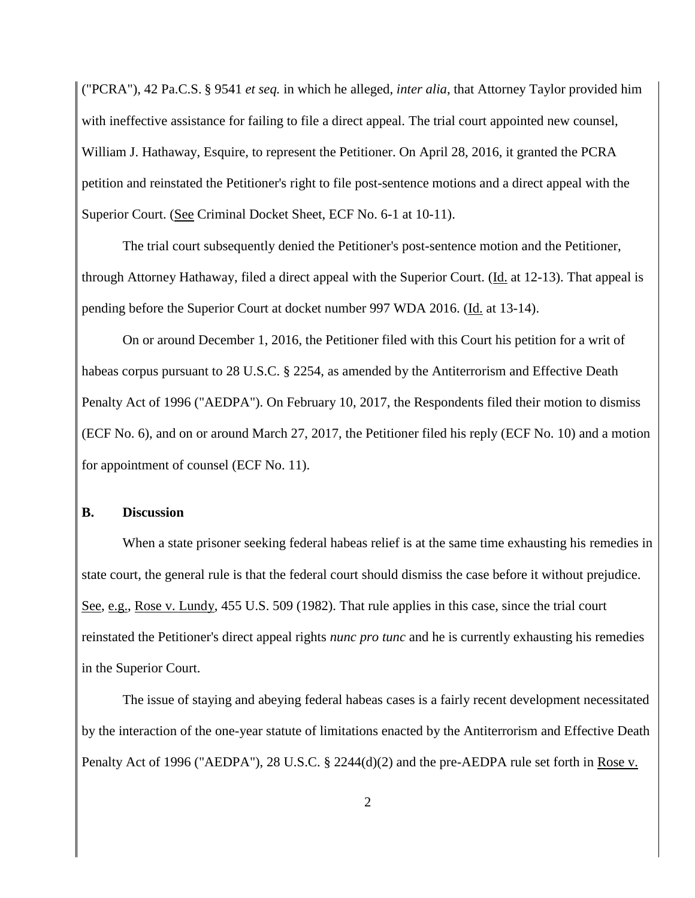("PCRA"), 42 Pa.C.S. § 9541 *et seq.* in which he alleged, *inter alia*, that Attorney Taylor provided him with ineffective assistance for failing to file a direct appeal. The trial court appointed new counsel, William J. Hathaway, Esquire, to represent the Petitioner. On April 28, 2016, it granted the PCRA petition and reinstated the Petitioner's right to file post-sentence motions and a direct appeal with the Superior Court. (See Criminal Docket Sheet, ECF No. 6-1 at 10-11).

The trial court subsequently denied the Petitioner's post-sentence motion and the Petitioner, through Attorney Hathaway, filed a direct appeal with the Superior Court. (Id. at 12-13). That appeal is pending before the Superior Court at docket number 997 WDA 2016. (Id. at 13-14).

On or around December 1, 2016, the Petitioner filed with this Court his petition for a writ of habeas corpus pursuant to 28 U.S.C. § 2254, as amended by the Antiterrorism and Effective Death Penalty Act of 1996 ("AEDPA"). On February 10, 2017, the Respondents filed their motion to dismiss (ECF No. 6), and on or around March 27, 2017, the Petitioner filed his reply (ECF No. 10) and a motion for appointment of counsel (ECF No. 11).

**B. Discussion**

When a state prisoner seeking federal habeas relief is at the same time exhausting his remedies in state court, the general rule is that the federal court should dismiss the case before it without prejudice. See, e.g., Rose v. Lundy, 455 U.S. 509 (1982). That rule applies in this case, since the trial court reinstated the Petitioner's direct appeal rights *nunc pro tunc* and he is currently exhausting his remedies in the Superior Court.

The issue of staying and abeying federal habeas cases is a fairly recent development necessitated by the interaction of the one-year statute of limitations enacted by the Antiterrorism and Effective Death Penalty Act of 1996 ("AEDPA"), 28 U.S.C. § 2244(d)(2) and the pre-AEDPA rule set forth in Rose v.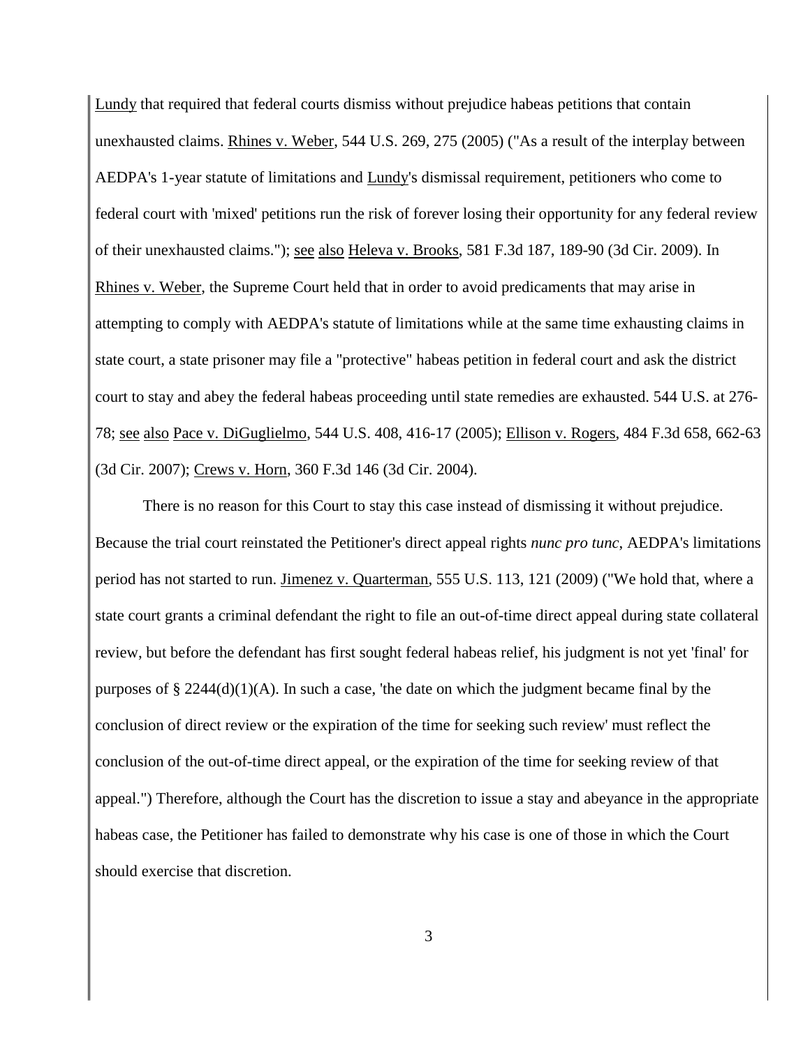Lundy that required that federal courts dismiss without prejudice habeas petitions that contain unexhausted claims. Rhines v. Weber, 544 U.S. 269, 275 (2005) ("As a result of the interplay between AEDPA's 1-year statute of limitations and Lundy's dismissal requirement, petitioners who come to federal court with 'mixed' petitions run the risk of forever losing their opportunity for any federal review of their unexhausted claims."); see also Heleva v. Brooks, 581 F.3d 187, 189-90 (3d Cir. 2009). In Rhines v. Weber, the Supreme Court held that in order to avoid predicaments that may arise in attempting to comply with AEDPA's statute of limitations while at the same time exhausting claims in state court, a state prisoner may file a "protective" habeas petition in federal court and ask the district court to stay and abey the federal habeas proceeding until state remedies are exhausted. 544 U.S. at 276-78; see also Pace v. DiGuglielmo, 544 U.S. 408, 416-17 (2005); Ellison v. Rogers, 484 F.3d 658, 662-63 (3d Cir. 2007); Crews v. Horn, 360 F.3d 146 (3d Cir. 2004).

There is no reason for this Court to stay this case instead of dismissing it without prejudice. Because the trial court reinstated the Petitioner's direct appeal rights *nunc pro tunc*, AEDPA's limitations period has not started to run. Jimenez v. Quarterman, 555 U.S. 113, 121 (2009) ("We hold that, where a state court grants a criminal defendant the right to file an out-of-time direct appeal during state collateral review, but before the defendant has first sought federal habeas relief, his judgment is not yet 'final' for purposes of § 2244(d)(1)(A). In such a case, 'the date on which the judgment became final by the conclusion of direct review or the expiration of the time for seeking such review' must reflect the conclusion of the out-of-time direct appeal, or the expiration of the time for seeking review of that appeal.") Therefore, although the Court has the discretion to issue a stay and abeyance in the appropriate habeas case, the Petitioner has failed to demonstrate why his case is one of those in which the Court should exercise that discretion.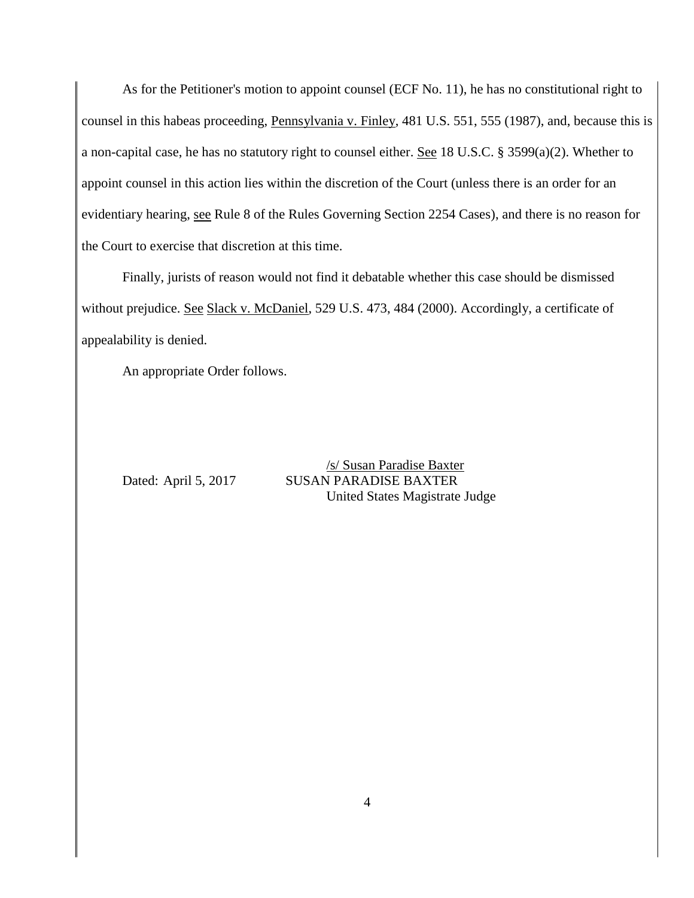As for the Petitioner's motion to appoint counsel (ECF No. 11), he has no constitutional right to counsel in this habeas proceeding, Pennsylvania v. Finley, 481 U.S. 551, 555 (1987), and, because this is a non-capital case, he has no statutory right to counsel either. See 18 U.S.C. § 3599(a)(2). Whether to appoint counsel in this action lies within the discretion of the Court (unless there is an order for an evidentiary hearing, see Rule 8 of the Rules Governing Section 2254 Cases), and there is no reason for the Court to exercise that discretion at this time.

Finally, jurists of reason would not find it debatable whether this case should be dismissed without prejudice. See Slack v. McDaniel, 529 U.S. 473, 484 (2000). Accordingly, a certificate of appealability is denied.

An appropriate Order follows.

/s/ Susan Paradise Baxter
Dated: April 5, 2017 SUSAN PARADISE BAXTER
United States Magistrate Judge